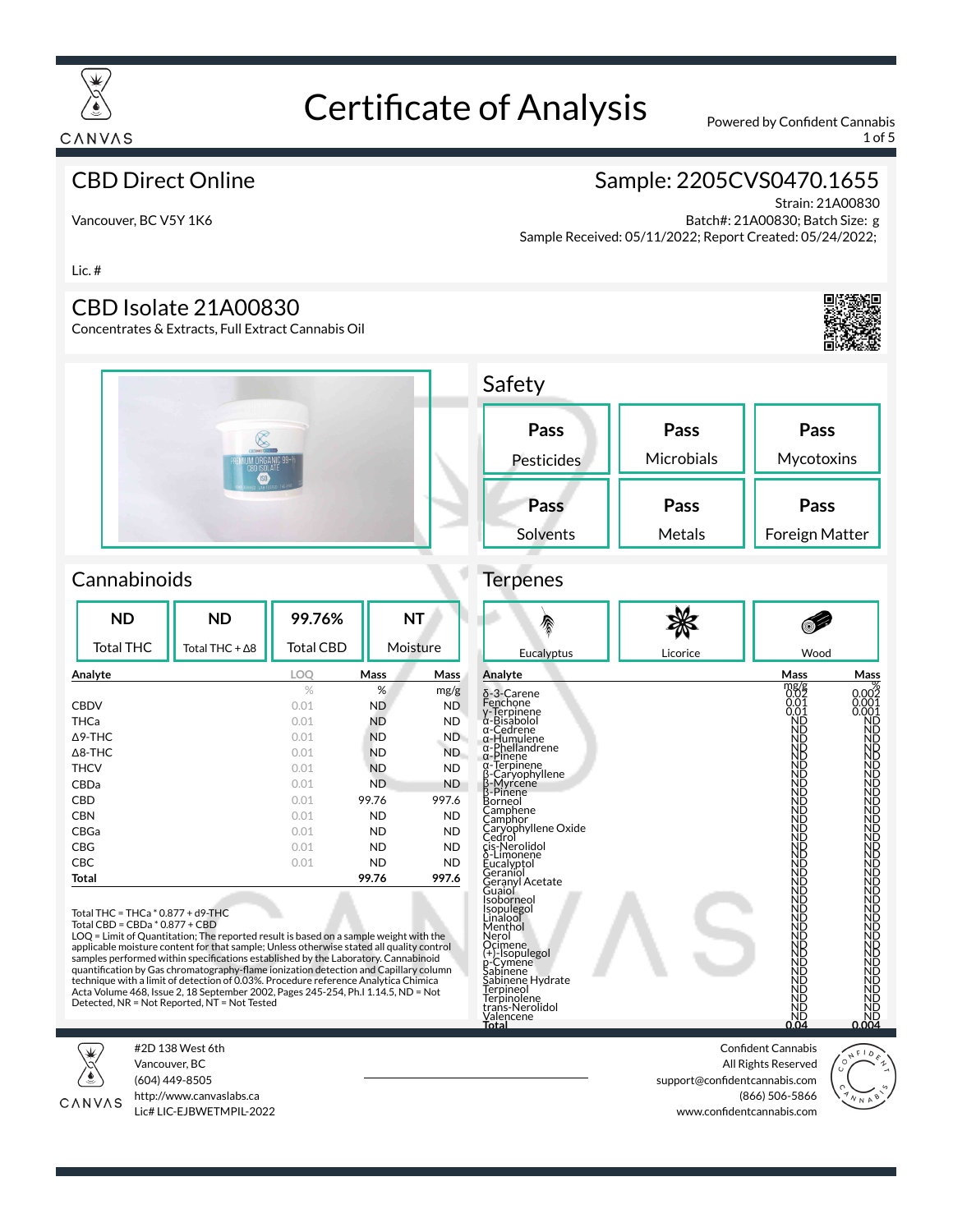# Certificate of Analysis

CANVAS

Powered by Confident Cannabis

## CBD Direct Online

Vancouver, BC V5Y 1K6

Lic. #

## Sample: 2205CVS0470.1655

Strain: 21A00830
Batch#: 21A00830; Batch Size: g
Sample Received: 05/11/2022; Report Created: 05/24/2022;

## CBD Isolate 21A00830

Concentrates & Extracts, Full Extract Cannabis Oil

## Safety

| Pass | Pass | Pass |
|---|---|---|
| Pesticides | Microbials | Mycotoxins |
| **Pass** | **Pass** | **Pass** |
| Solvents | Metals | Foreign Matter |

## Cannabinoids

| ND | ND | 99.76% | NT |
|---|---|---|---|
| Total THC | Total THC + Δ8 | Total CBD | Moisture |

| Analyte | LOQ | Mass | Mass |
|---|---|---|---|
| | % | % | mg/g |
| CBDV | 0.01 | ND | ND |
| THCa | 0.01 | ND | ND |
| Δ9-THC | 0.01 | ND | ND |
| Δ8-THC | 0.01 | ND | ND |
| THCV | 0.01 | ND | ND |
| CBDa | 0.01 | ND | ND |
| CBD | 0.01 | 99.76 | 997.6 |
| CBN | 0.01 | ND | ND |
| CBGa | 0.01 | ND | ND |
| CBG | 0.01 | ND | ND |
| CBC | 0.01 | ND | ND |
| **Total** | | **99.76** | **997.6** |

Total THC = THCa * 0.877 + d9-THC
Total CBD = CBDa * 0.877 + CBD
LOQ = Limit of Quantitation; The reported result is based on a sample weight with the applicable moisture content for that sample; Unless otherwise stated all quality control samples performed within specifications established by the Laboratory. Cannabinoid quantification by Gas chromatography-flame ionization detection and Capillary column technique with a limit of detection of 0.03%. Procedure reference Analytica Chimica Acta Volume 468, Issue 2, 18 September 2002, Pages 245-254, Ph.I 1.14.5, ND = Not Detected, NR = Not Reported, NT = Not Tested

## Terpenes

| Eucalyptus | Licorice | Wood |
|---|---|---|

| Analyte | Mass | Mass |
|---|---|---|
| | mg/g | % |
| δ-3-Carene | 0.02 | 0.002 |
| Fenchone | 0.01 | 0.001 |
| γ-Terpinene | 0.01 | 0.001 |
| α-Bisabolol | ND | ND |
| α-Cedrene | ND | ND |
| α-Humulene | ND | ND |
| α-Phellandrene | ND | ND |
| α-Pinene | ND | ND |
| α-Terpinene | ND | ND |
| β-Caryophyllene | ND | ND |
| β-Myrcene | ND | ND |
| β-Pinene | ND | ND |
| Borneol | ND | ND |
| Camphene | ND | ND |
| Camphor | ND | ND |
| Caryophyllene Oxide | ND | ND |
| Cedrol | ND | ND |
| cis-Nerolidol | ND | ND |
| δ-Limonene | ND | ND |
| Eucalyptol | ND | ND |
| Geraniol | ND | ND |
| Geranyl Acetate | ND | ND |
| Guaiol | ND | ND |
| Isoborneol | ND | ND |
| Isopulegol | ND | ND |
| Linalool | ND | ND |
| Menthol | ND | ND |
| Nerol | ND | ND |
| Ocimene | ND | ND |
| (+)-Isopulegol | ND | ND |
| p-Cymene | ND | ND |
| Sabinene | ND | ND |
| Sabinene Hydrate | ND | ND |
| Terpineol | ND | ND |
| Terpinolene | ND | ND |
| trans-Nerolidol | ND | ND |
| Valencene | ND | ND |
| **Total** | **0.04** | **0.004** |

CANVAS
#2D 138 West 6th
Vancouver, BC
(604) 449-8505
http://www.canvaslabs.ca
Lic# LIC-EJBWETMPIL-2022

Confident Cannabis
All Rights Reserved
support@confidentcannabis.com
(866) 506-5866
www.confidentcannabis.com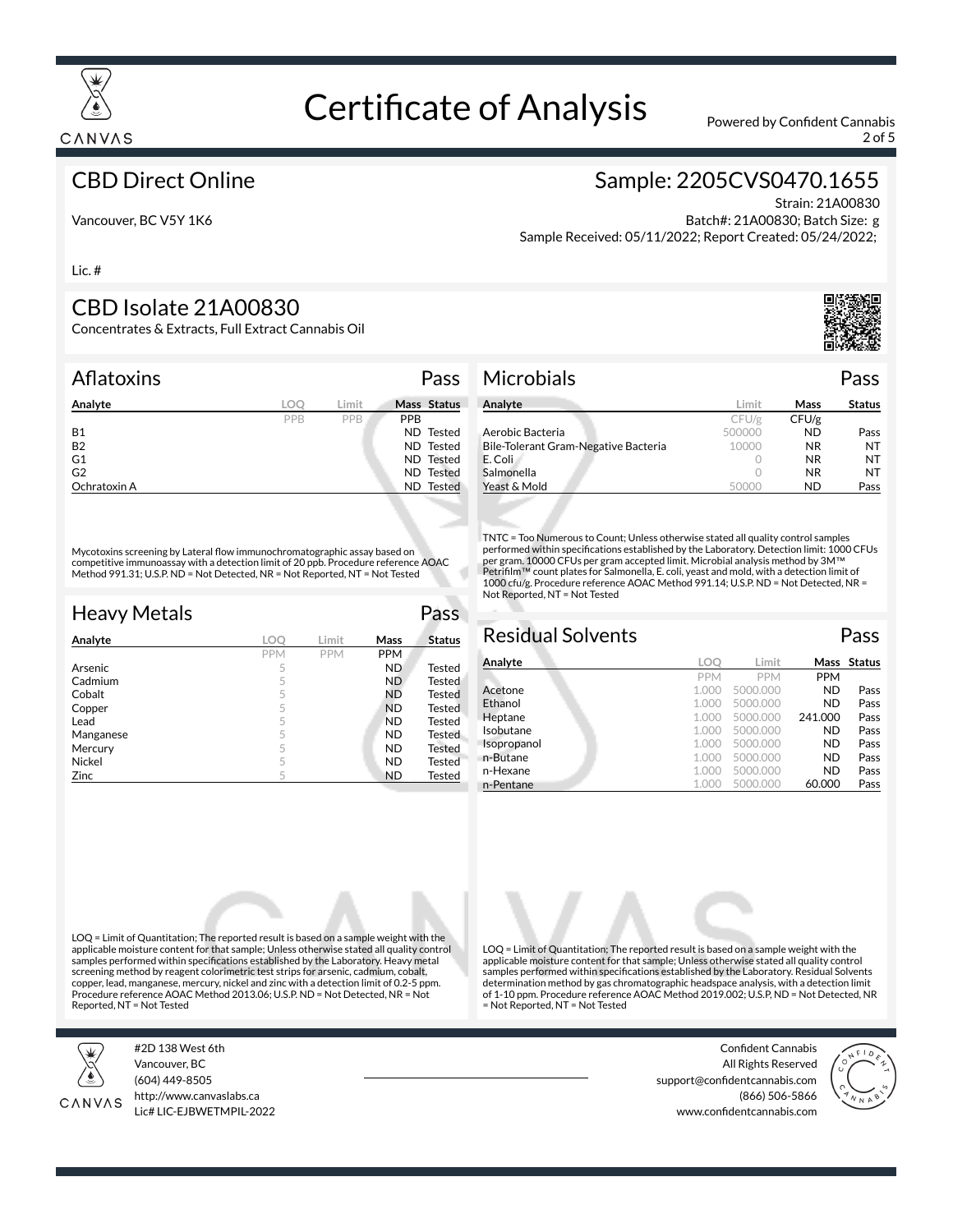# Certificate of Analysis

Powered by Confident Cannabis

## CBD Direct Online

Vancouver, BC V5Y 1K6

Lic. #

## Sample: 2205CVS0470.1655

Strain: 21A00830
Batch#: 21A00830; Batch Size: g
Sample Received: 05/11/2022; Report Created: 05/24/2022;

## CBD Isolate 21A00830

Concentrates & Extracts, Full Extract Cannabis Oil

### Aflatoxins — Pass

| Analyte | LOQ | Limit | Mass | Status |
|---|---|---|---|---|
| | PPB | PPB | PPB | |
| B1 | | | ND | Tested |
| B2 | | | ND | Tested |
| G1 | | | ND | Tested |
| G2 | | | ND | Tested |
| Ochratoxin A | | | ND | Tested |

Mycotoxins screening by Lateral flow immunochromatographic assay based on competitive immunoassay with a detection limit of 20 ppb. Procedure reference AOAC Method 991.31; U.S.P. ND = Not Detected, NR = Not Reported, NT = Not Tested

### Microbials — Pass

| Analyte | Limit | Mass | Status |
|---|---|---|---|
| | CFU/g | CFU/g | |
| Aerobic Bacteria | 500000 | ND | Pass |
| Bile-Tolerant Gram-Negative Bacteria | 10000 | NR | NT |
| E. Coli | 0 | NR | NT |
| Salmonella | 0 | NR | NT |
| Yeast & Mold | 50000 | ND | Pass |

TNTC = Too Numerous to Count; Unless otherwise stated all quality control samples performed within specifications established by the Laboratory. Detection limit: 1000 CFUs per gram. 10000 CFUs per gram accepted limit. Microbial analysis method by 3M™ Petrifilm™ count plates for Salmonella, E. coli, yeast and mold, with a detection limit of 1000 cfu/g. Procedure reference AOAC Method 991.14; U.S.P. ND = Not Detected, NR = Not Reported, NT = Not Tested

### Heavy Metals — Pass

| Analyte | LOQ | Limit | Mass | Status |
|---|---|---|---|---|
| | PPM | PPM | PPM | |
| Arsenic | 5 | | ND | Tested |
| Cadmium | 5 | | ND | Tested |
| Cobalt | 5 | | ND | Tested |
| Copper | 5 | | ND | Tested |
| Lead | 5 | | ND | Tested |
| Manganese | 5 | | ND | Tested |
| Mercury | 5 | | ND | Tested |
| Nickel | 5 | | ND | Tested |
| Zinc | 5 | | ND | Tested |

LOQ = Limit of Quantitation; The reported result is based on a sample weight with the applicable moisture content for that sample; Unless otherwise stated all quality control samples performed within specifications established by the Laboratory. Heavy metal screening method by reagent colorimetric test strips for arsenic, cadmium, cobalt, copper, lead, manganese, mercury, nickel and zinc with a detection limit of 0.2-5 ppm. Procedure reference AOAC Method 2013.06; U.S.P. ND = Not Detected, NR = Not Reported, NT = Not Tested

### Residual Solvents — Pass

| Analyte | LOQ | Limit | Mass | Status |
|---|---|---|---|---|
| | PPM | PPM | PPM | |
| Acetone | 1.000 | 5000.000 | ND | Pass |
| Ethanol | 1.000 | 5000.000 | ND | Pass |
| Heptane | 1.000 | 5000.000 | 241.000 | Pass |
| Isobutane | 1.000 | 5000.000 | ND | Pass |
| Isopropanol | 1.000 | 5000.000 | ND | Pass |
| n-Butane | 1.000 | 5000.000 | ND | Pass |
| n-Hexane | 1.000 | 5000.000 | ND | Pass |
| n-Pentane | 1.000 | 5000.000 | 60.000 | Pass |

LOQ = Limit of Quantitation; The reported result is based on a sample weight with the applicable moisture content for that sample; Unless otherwise stated all quality control samples performed within specifications established by the Laboratory. Residual Solvents determination method by gas chromatographic headspace analysis, with a detection limit of 1-10 ppm. Procedure reference AOAC Method 2019.002; U.S.P, ND = Not Detected, NR = Not Reported, NT = Not Tested

---

CANVAS
#2D 138 West 6th
Vancouver, BC
(604) 449-8505
http://www.canvaslabs.ca
Lic# LIC-EJBWETMPIL-2022

Confident Cannabis
All Rights Reserved
support@confidentcannabis.com
(866) 506-5866
www.confidentcannabis.com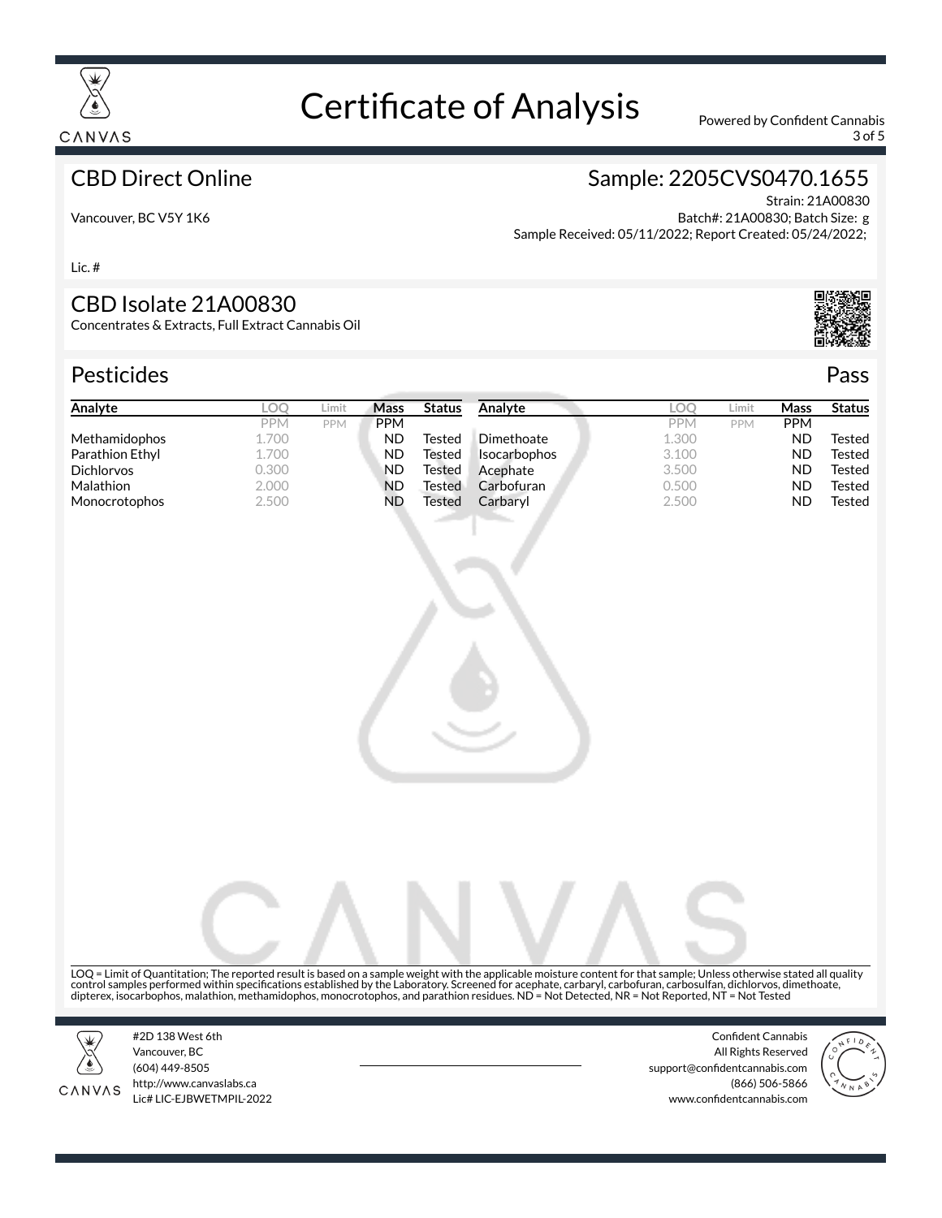# Certificate of Analysis

## CBD Direct Online

Vancouver, BC V5Y 1K6

Lic. #

## Sample: 2205CVS0470.1655

Strain: 21A00830
Batch#: 21A00830; Batch Size: g
Sample Received: 05/11/2022; Report Created: 05/24/2022;

## CBD Isolate 21A00830

Concentrates & Extracts, Full Extract Cannabis Oil

## Pesticides — Pass

| Analyte | LOQ PPM | Limit PPM | Mass PPM | Status |
|---|---|---|---|---|
| Methamidophos | 1.700 | | ND | Tested |
| Parathion Ethyl | 1.700 | | ND | Tested |
| Dichlorvos | 0.300 | | ND | Tested |
| Malathion | 2.000 | | ND | Tested |
| Monocrotophos | 2.500 | | ND | Tested |
| Dimethoate | 1.300 | | ND | Tested |
| Isocarbophos | 3.100 | | ND | Tested |
| Acephate | 3.500 | | ND | Tested |
| Carbofuran | 0.500 | | ND | Tested |
| Carbaryl | 2.500 | | ND | Tested |

LOQ = Limit of Quantitation; The reported result is based on a sample weight with the applicable moisture content for that sample; Unless otherwise stated all quality control samples performed within specifications established by the Laboratory. Screened for acephate, carbaryl, carbofuran, carbosulfan, dichlorvos, dimethoate, dipterex, isocarbophos, malathion, methamidophos, monocrotophos, and parathion residues. ND = Not Detected, NR = Not Reported, NT = Not Tested

CANVAS
#2D 138 West 6th
Vancouver, BC
(604) 449-8505
http://www.canvaslabs.ca
Lic# LIC-EJBWETMPIL-2022

Confident Cannabis
All Rights Reserved
support@confidentcannabis.com
(866) 506-5866
www.confidentcannabis.com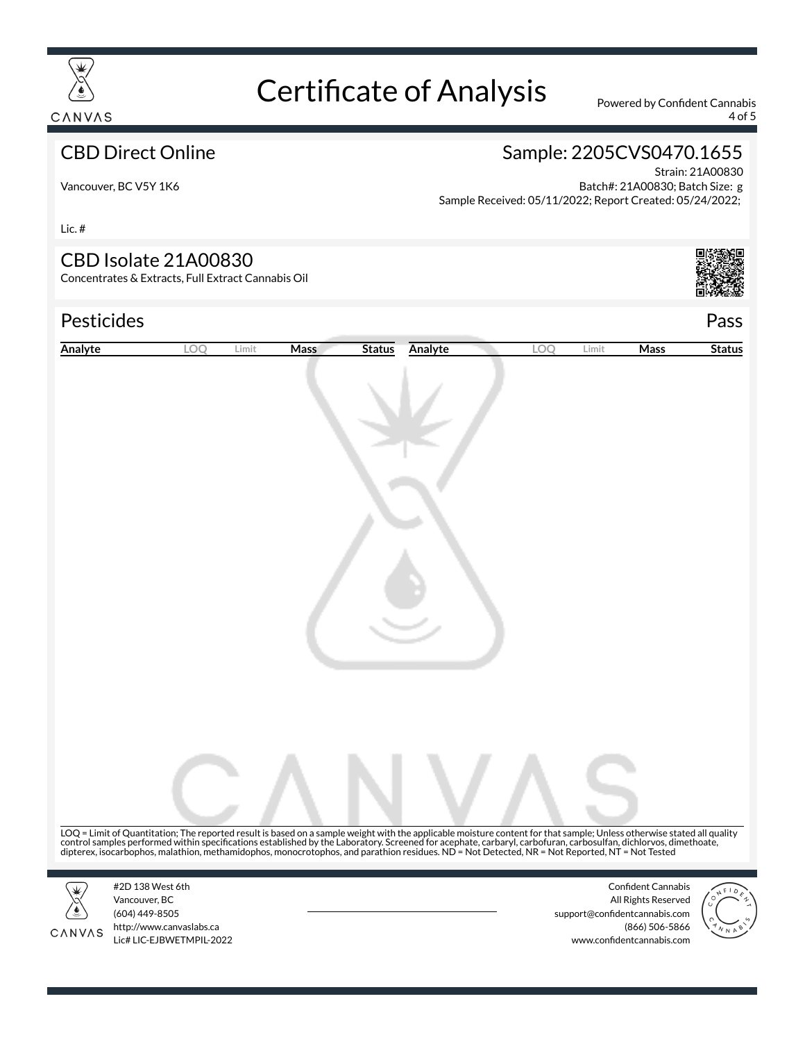# Certificate of Analysis

## CBD Direct Online

Vancouver, BC V5Y 1K6

Lic. #

## Sample: 2205CVS0470.1655

Strain: 21A00830
Batch#: 21A00830; Batch Size: g
Sample Received: 05/11/2022; Report Created: 05/24/2022;

## CBD Isolate 21A00830

Concentrates & Extracts, Full Extract Cannabis Oil

## Pesticides

Pass

| Analyte | LOQ | Limit | Mass | Status | Analyte | LOQ | Limit | Mass | Status |
|---|---|---|---|---|---|---|---|---|---|

LOQ = Limit of Quantitation; The reported result is based on a sample weight with the applicable moisture content for that sample; Unless otherwise stated all quality control samples performed within specifications established by the Laboratory. Screened for acephate, carbaryl, carbofuran, carbosulfan, dichlorvos, dimethoate, dipterex, isocarbophos, malathion, methamidophos, monocrotophos, and parathion residues. ND = Not Detected, NR = Not Reported, NT = Not Tested

#2D 138 West 6th
Vancouver, BC
(604) 449-8505
http://www.canvaslabs.ca
Lic# LIC-EJBWETMPIL-2022

Confident Cannabis
All Rights Reserved
support@confidentcannabis.com
(866) 506-5866
www.confidentcannabis.com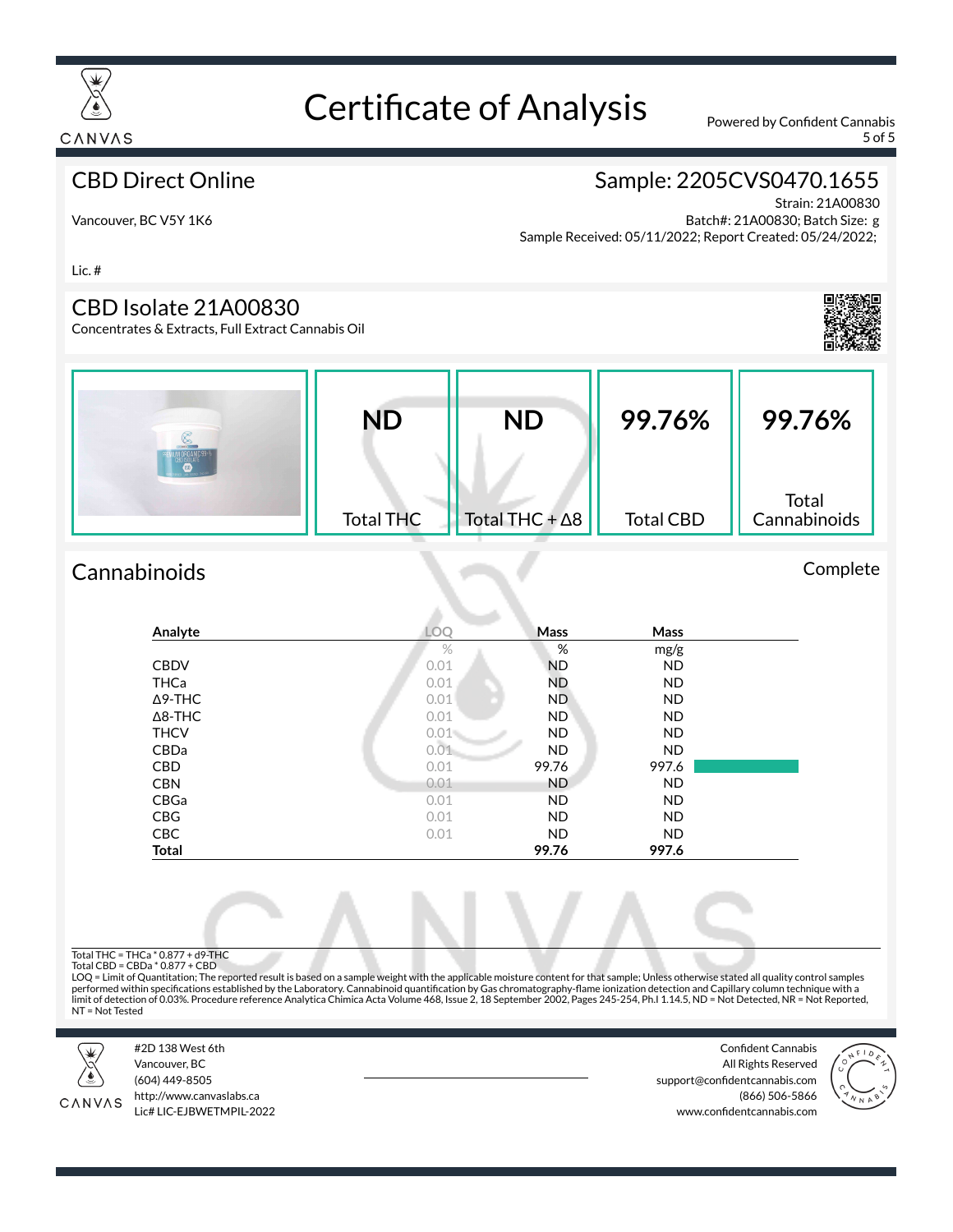# Certificate of Analysis

Powered by Confident Cannabis

## CBD Direct Online

Vancouver, BC V5Y 1K6

Lic. #

## Sample: 2205CVS0470.1655

Strain: 21A00830
Batch#: 21A00830; Batch Size: g
Sample Received: 05/11/2022; Report Created: 05/24/2022;

## CBD Isolate 21A00830

Concentrates & Extracts, Full Extract Cannabis Oil

| Total THC | Total THC + Δ8 | Total CBD | Total Cannabinoids |
|---|---|---|---|
| ND | ND | 99.76% | 99.76% |

## Cannabinoids

Complete

| Analyte | LOQ | Mass | Mass |
|---|---|---|---|
| | % | % | mg/g |
| CBDV | 0.01 | ND | ND |
| THCa | 0.01 | ND | ND |
| Δ9-THC | 0.01 | ND | ND |
| Δ8-THC | 0.01 | ND | ND |
| THCV | 0.01 | ND | ND |
| CBDa | 0.01 | ND | ND |
| CBD | 0.01 | 99.76 | 997.6 |
| CBN | 0.01 | ND | ND |
| CBGa | 0.01 | ND | ND |
| CBG | 0.01 | ND | ND |
| CBC | 0.01 | ND | ND |
| **Total** | | **99.76** | **997.6** |

Total THC = THCa * 0.877 + d9-THC
Total CBD = CBDa * 0.877 + CBD
LOQ = Limit of Quantitation; The reported result is based on a sample weight with the applicable moisture content for that sample; Unless otherwise stated all quality control samples performed within specifications established by the Laboratory. Cannabinoid quantification by Gas chromatography-flame ionization detection and Capillary column technique with a limit of detection of 0.03%. Procedure reference Analytica Chimica Acta Volume 468, Issue 2, 18 September 2002, Pages 245-254, Ph.I 1.14.5, ND = Not Detected, NR = Not Reported, NT = Not Tested

#2D 138 West 6th
Vancouver, BC
(604) 449-8505
http://www.canvaslabs.ca
Lic# LIC-EJBWETMPIL-2022

Confident Cannabis
All Rights Reserved
support@confidentcannabis.com
(866) 506-5866
www.confidentcannabis.com